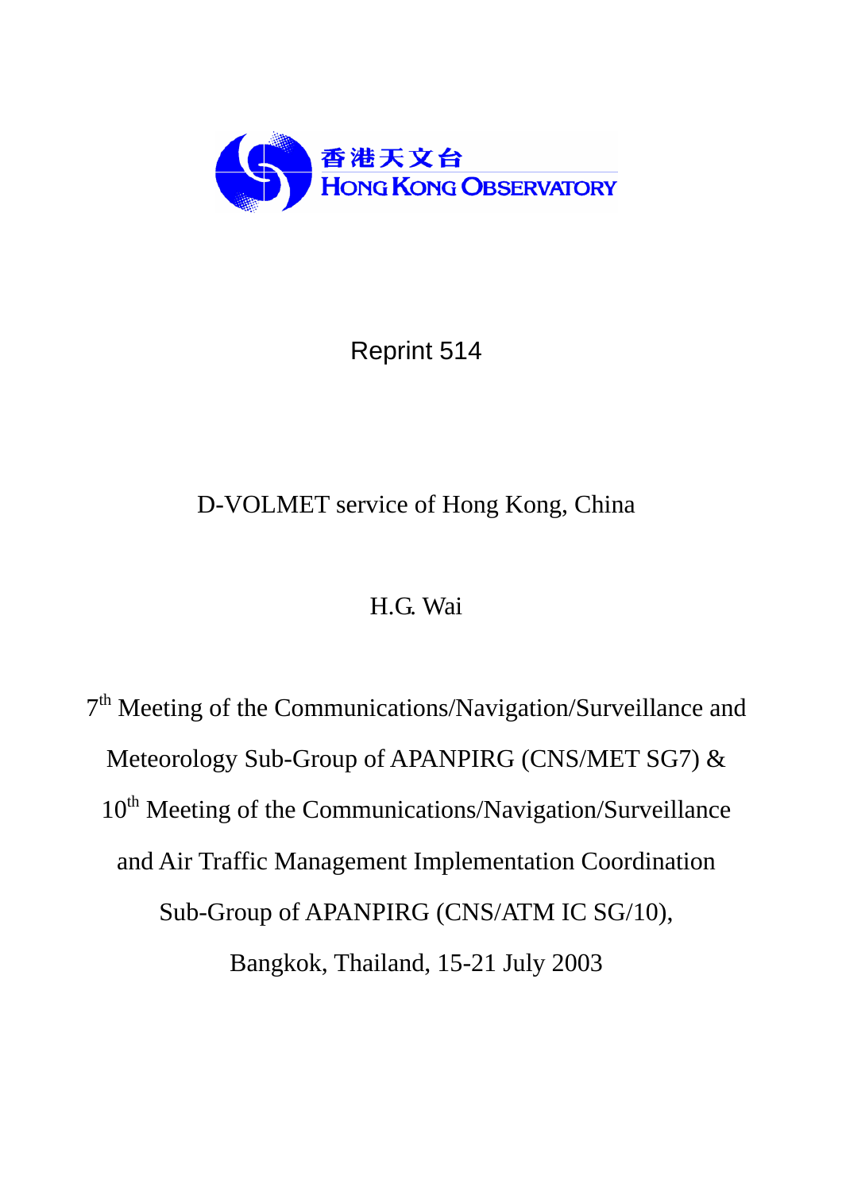香港天文台
HONG KONG OBSERVATORY

Reprint 514

# D-VOLMET service of Hong Kong, China

H.G. Wai

7th Meeting of the Communications/Navigation/Surveillance and Meteorology Sub-Group of APANPIRG (CNS/MET SG7) & 10th Meeting of the Communications/Navigation/Surveillance and Air Traffic Management Implementation Coordination Sub-Group of APANPIRG (CNS/ATM IC SG/10), Bangkok, Thailand, 15-21 July 2003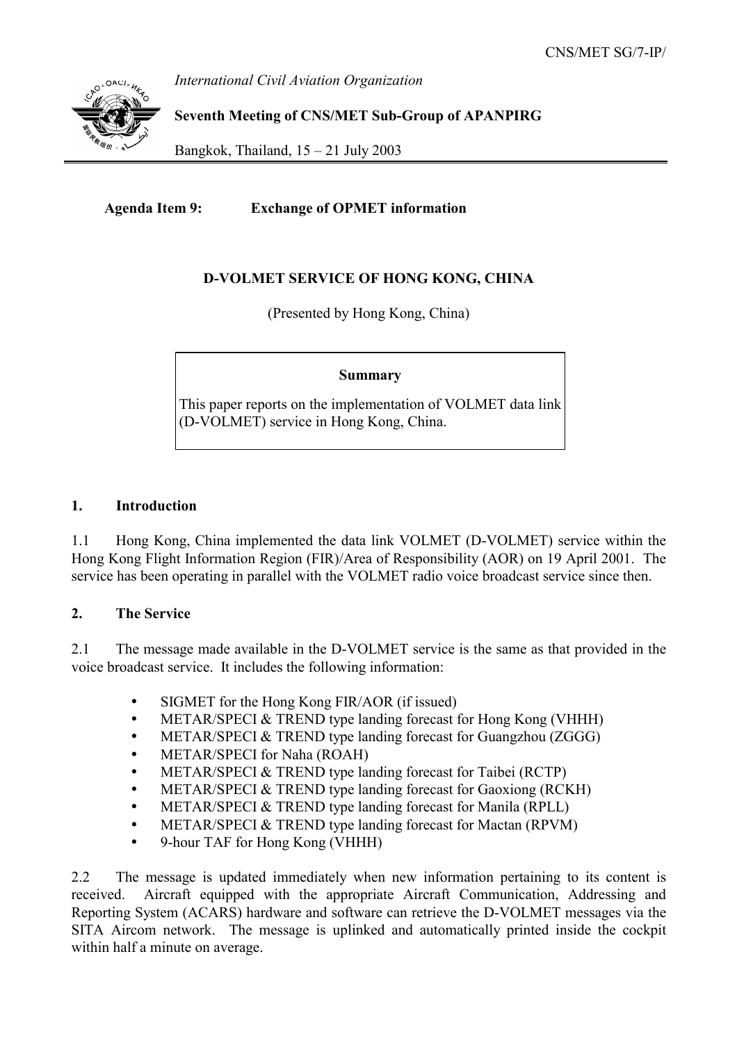*International Civil Aviation Organization*

**Seventh Meeting of CNS/MET Sub-Group of APANPIRG**

Bangkok, Thailand, 15 – 21 July 2003

**Agenda Item 9: Exchange of OPMET information**

**D-VOLMET SERVICE OF HONG KONG, CHINA**

(Presented by Hong Kong, China)

**Summary**

This paper reports on the implementation of VOLMET data link (D-VOLMET) service in Hong Kong, China.

## 1. Introduction

1.1 Hong Kong, China implemented the data link VOLMET (D-VOLMET) service within the Hong Kong Flight Information Region (FIR)/Area of Responsibility (AOR) on 19 April 2001. The service has been operating in parallel with the VOLMET radio voice broadcast service since then.

## 2. The Service

2.1 The message made available in the D-VOLMET service is the same as that provided in the voice broadcast service. It includes the following information:

- SIGMET for the Hong Kong FIR/AOR (if issued)
- METAR/SPECI & TREND type landing forecast for Hong Kong (VHHH)
- METAR/SPECI & TREND type landing forecast for Guangzhou (ZGGG)
- METAR/SPECI for Naha (ROAH)
- METAR/SPECI & TREND type landing forecast for Taibei (RCTP)
- METAR/SPECI & TREND type landing forecast for Gaoxiong (RCKH)
- METAR/SPECI & TREND type landing forecast for Manila (RPLL)
- METAR/SPECI & TREND type landing forecast for Mactan (RPVM)
- 9-hour TAF for Hong Kong (VHHH)

2.2 The message is updated immediately when new information pertaining to its content is received. Aircraft equipped with the appropriate Aircraft Communication, Addressing and Reporting System (ACARS) hardware and software can retrieve the D-VOLMET messages via the SITA Aircom network. The message is uplinked and automatically printed inside the cockpit within half a minute on average.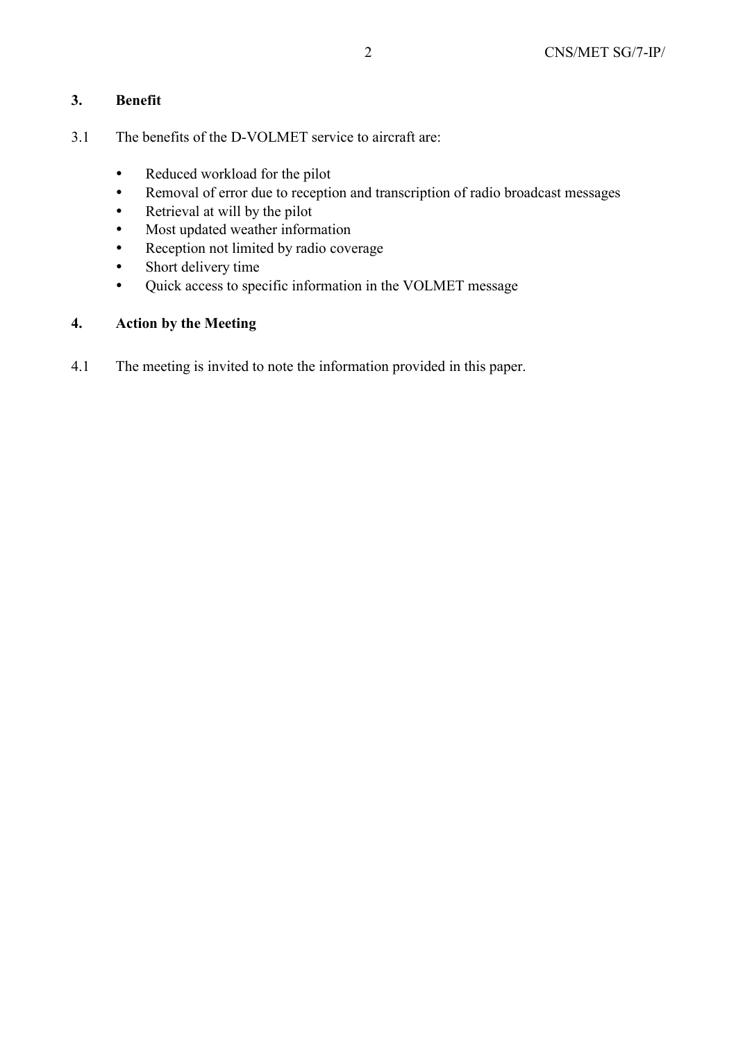## 3. Benefit

3.1 The benefits of the D-VOLMET service to aircraft are:

- Reduced workload for the pilot
- Removal of error due to reception and transcription of radio broadcast messages
- Retrieval at will by the pilot
- Most updated weather information
- Reception not limited by radio coverage
- Short delivery time
- Quick access to specific information in the VOLMET message

## 4. Action by the Meeting

4.1 The meeting is invited to note the information provided in this paper.